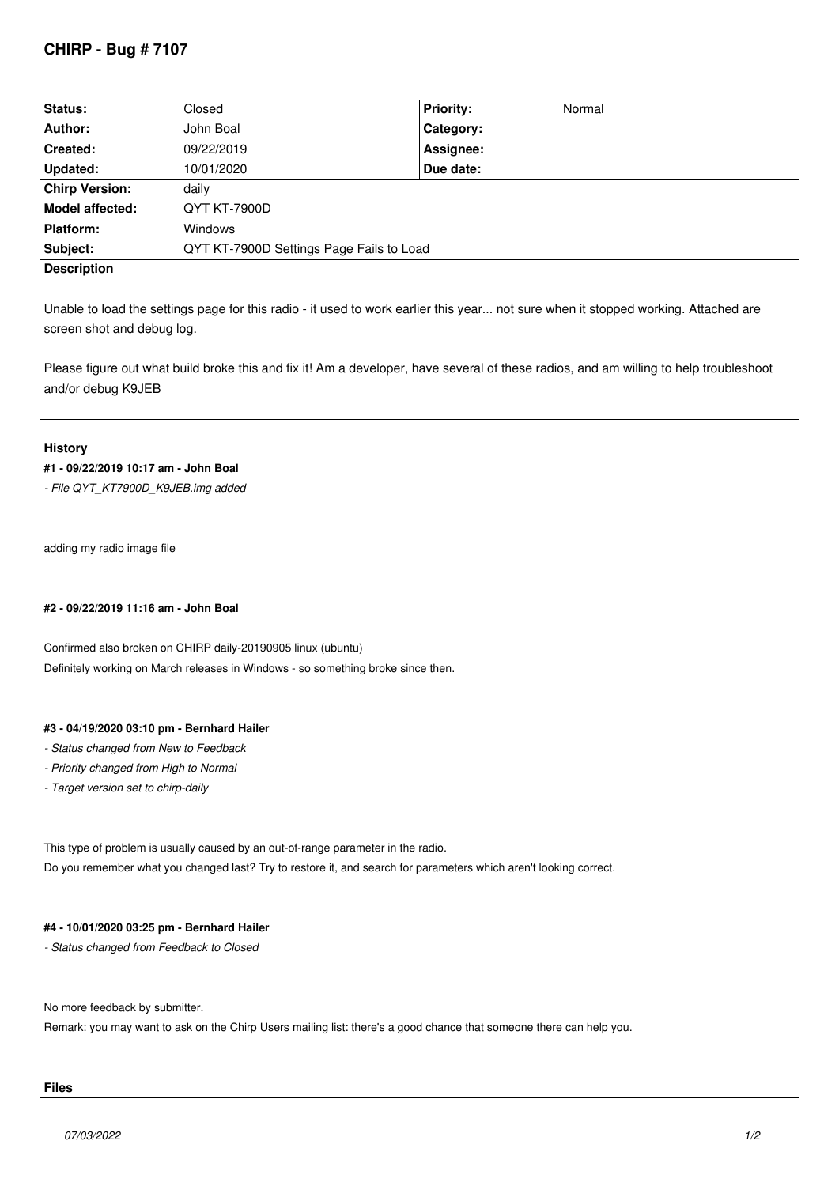# CHIRP - Bug # 7107

| Status: | Closed | Priority: | Normal |
|---|---|---|---|
| Author: | John Boal | Category: | |
| Created: | 09/22/2019 | Assignee: | |
| Updated: | 10/01/2020 | Due date: | |
| Chirp Version: | daily | | |
| Model affected: | QYT KT-7900D | | |
| Platform: | Windows | | |
| Subject: | QYT KT-7900D Settings Page Fails to Load | | |

**Description**

Unable to load the settings page for this radio - it used to work earlier this year... not sure when it stopped working. Attached are screen shot and debug log.

Please figure out what build broke this and fix it! Am a developer, have several of these radios, and am willing to help troubleshoot and/or debug K9JEB

## History

**#1 - 09/22/2019 10:17 am - John Boal**

*- File QYT_KT7900D_K9JEB.img added*

adding my radio image file

**#2 - 09/22/2019 11:16 am - John Boal**

Confirmed also broken on CHIRP daily-20190905 linux (ubuntu)
Definitely working on March releases in Windows - so something broke since then.

**#3 - 04/19/2020 03:10 pm - Bernhard Hailer**

*- Status changed from New to Feedback*
*- Priority changed from High to Normal*
*- Target version set to chirp-daily*

This type of problem is usually caused by an out-of-range parameter in the radio.
Do you remember what you changed last? Try to restore it, and search for parameters which aren't looking correct.

**#4 - 10/01/2020 03:25 pm - Bernhard Hailer**

*- Status changed from Feedback to Closed*

No more feedback by submitter.
Remark: you may want to ask on the Chirp Users mailing list: there's a good chance that someone there can help you.

## Files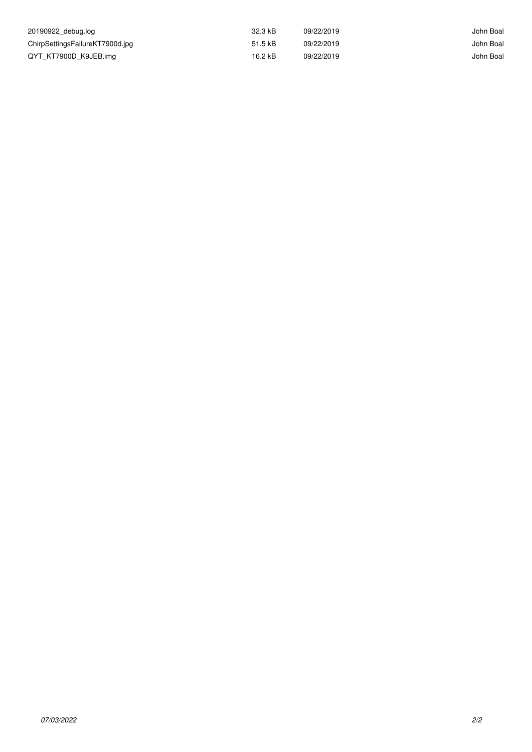| | | | |
|---|---|---|---|
| 20190922_debug.log | 32.3 kB | 09/22/2019 | John Boal |
| ChirpSettingsFailureKT7900d.jpg | 51.5 kB | 09/22/2019 | John Boal |
| QYT_KT7900D_K9JEB.img | 16.2 kB | 09/22/2019 | John Boal |